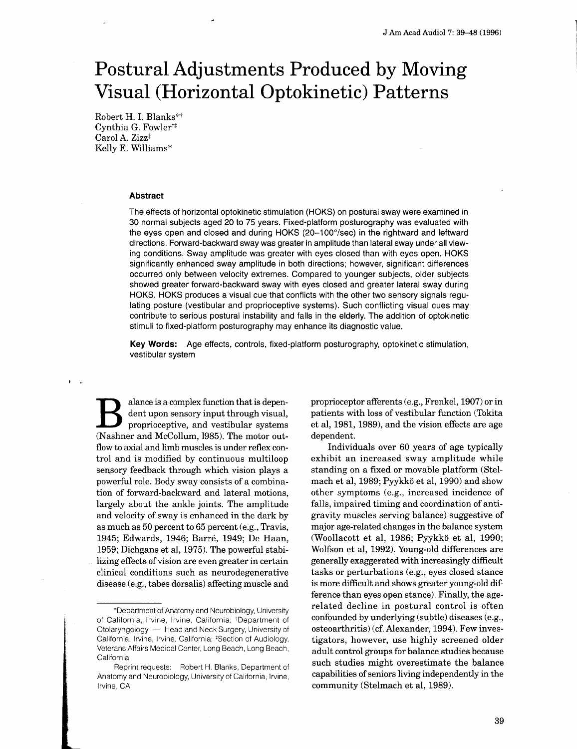# Postural Adjustments Produced by Moving Visual (Horizontal Optokinetic) Patterns

Robert H. I. Blanks*[†]
Cynthia G. Fowler[†‡]
Carol A. Zizz[‡]
Kelly E. Williams*

### Abstract

The effects of horizontal optokinetic stimulation (HOKS) on postural sway were examined in 30 normal subjects aged 20 to 75 years. Fixed-platform posturography was evaluated with the eyes open and closed and during HOKS (20–100°/sec) in the rightward and leftward directions. Forward-backward sway was greater in amplitude than lateral sway under all viewing conditions. Sway amplitude was greater with eyes closed than with eyes open. HOKS significantly enhanced sway amplitude in both directions; however, significant differences occurred only between velocity extremes. Compared to younger subjects, older subjects showed greater forward-backward sway with eyes closed and greater lateral sway during HOKS. HOKS produces a visual cue that conflicts with the other two sensory signals regulating posture (vestibular and proprioceptive systems). Such conflicting visual cues may contribute to serious postural instability and falls in the elderly. The addition of optokinetic stimuli to fixed-platform posturography may enhance its diagnostic value.

**Key Words:** Age effects, controls, fixed-platform posturography, optokinetic stimulation, vestibular system

Balance is a complex function that is dependent upon sensory input through visual, proprioceptive, and vestibular systems (Nashner and McCollum, 1985). The motor outflow to axial and limb muscles is under reflex control and is modified by continuous multiloop sensory feedback through which vision plays a powerful role. Body sway consists of a combination of forward-backward and lateral motions, largely about the ankle joints. The amplitude and velocity of sway is enhanced in the dark by as much as 50 percent to 65 percent (e.g., Travis, 1945; Edwards, 1946; Barré, 1949; De Haan, 1959; Dichgans et al, 1975). The powerful stabilizing effects of vision are even greater in certain clinical conditions such as neurodegenerative disease (e.g., tabes dorsalis) affecting muscle and proprioceptor afferents (e.g., Frenkel, 1907) or in patients with loss of vestibular function (Tokita et al, 1981, 1989), and the vision effects are age dependent.

Individuals over 60 years of age typically exhibit an increased sway amplitude while standing on a fixed or movable platform (Stelmach et al, 1989; Pyykkö et al, 1990) and show other symptoms (e.g., increased incidence of falls, impaired timing and coordination of antigravity muscles serving balance) suggestive of major age-related changes in the balance system (Woollacott et al, 1986; Pyykkö et al, 1990; Wolfson et al, 1992). Young-old differences are generally exaggerated with increasingly difficult tasks or perturbations (e.g., eyes closed stance is more difficult and shows greater young-old difference than eyes open stance). Finally, the age-related decline in postural control is often confounded by underlying (subtle) diseases (e.g., osteoarthritis) (cf. Alexander, 1994). Few investigators, however, use highly screened older adult control groups for balance studies because such studies might overestimate the balance capabilities of seniors living independently in the community (Stelmach et al, 1989).

*Department of Anatomy and Neurobiology, University of California, Irvine, Irvine, California; [†]Department of Otolaryngology — Head and Neck Surgery, University of California, Irvine, Irvine, California; [‡]Section of Audiology, Veterans Affairs Medical Center, Long Beach, Long Beach, California

Reprint requests: Robert H. Blanks, Department of Anatomy and Neurobiology, University of California, Irvine, Irvine, CA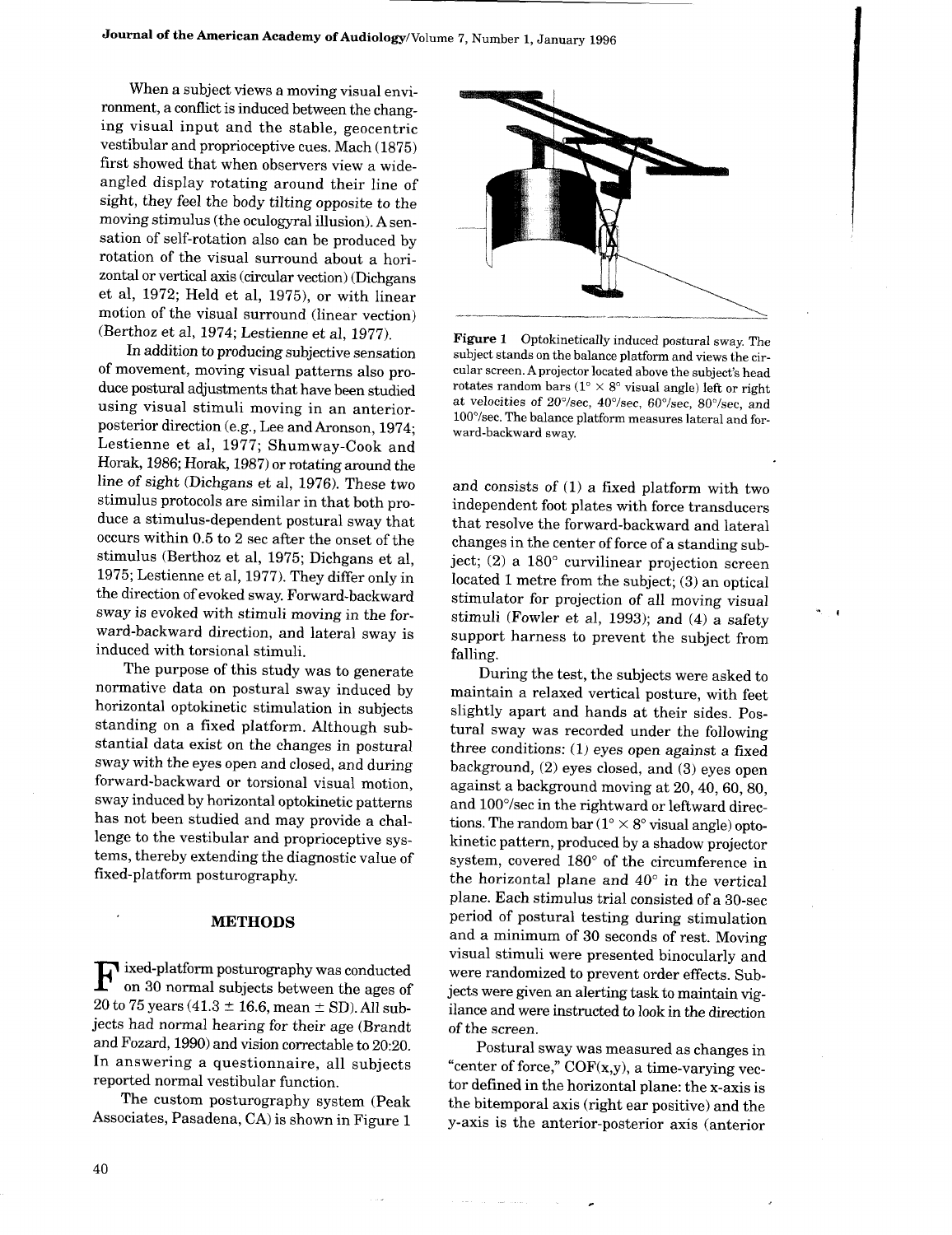When a subject views a moving visual environment, a conflict is induced between the changing visual input and the stable, geocentric vestibular and proprioceptive cues. Mach (1875) first showed that when observers view a wide-angled display rotating around their line of sight, they feel the body tilting opposite to the moving stimulus (the oculogyral illusion). A sensation of self-rotation also can be produced by rotation of the visual surround about a horizontal or vertical axis (circular vection) (Dichgans et al, 1972; Held et al, 1975), or with linear motion of the visual surround (linear vection) (Berthoz et al, 1974; Lestienne et al, 1977).

In addition to producing subjective sensation of movement, moving visual patterns also produce postural adjustments that have been studied using visual stimuli moving in an anterior-posterior direction (e.g., Lee and Aronson, 1974; Lestienne et al, 1977; Shumway-Cook and Horak, 1986; Horak, 1987) or rotating around the line of sight (Dichgans et al, 1976). These two stimulus protocols are similar in that both produce a stimulus-dependent postural sway that occurs within 0.5 to 2 sec after the onset of the stimulus (Berthoz et al, 1975; Dichgans et al, 1975; Lestienne et al, 1977). They differ only in the direction of evoked sway. Forward-backward sway is evoked with stimuli moving in the forward-backward direction, and lateral sway is induced with torsional stimuli.

The purpose of this study was to generate normative data on postural sway induced by horizontal optokinetic stimulation in subjects standing on a fixed platform. Although substantial data exist on the changes in postural sway with the eyes open and closed, and during forward-backward or torsional visual motion, sway induced by horizontal optokinetic patterns has not been studied and may provide a challenge to the vestibular and proprioceptive systems, thereby extending the diagnostic value of fixed-platform posturography.

## METHODS

Fixed-platform posturography was conducted on 30 normal subjects between the ages of 20 to 75 years (41.3 ± 16.6, mean ± SD). All subjects had normal hearing for their age (Brandt and Fozard, 1990) and vision correctable to 20:20. In answering a questionnaire, all subjects reported normal vestibular function.

The custom posturography system (Peak Associates, Pasadena, CA) is shown in Figure 1 and consists of (1) a fixed platform with two independent foot plates with force transducers that resolve the forward-backward and lateral changes in the center of force of a standing subject; (2) a 180° curvilinear projection screen located 1 metre from the subject; (3) an optical stimulator for projection of all moving visual stimuli (Fowler et al, 1993); and (4) a safety support harness to prevent the subject from falling.

**Figure 1** Optokinetically induced postural sway. The subject stands on the balance platform and views the circular screen. A projector located above the subject's head rotates random bars (1° × 8° visual angle) left or right at velocities of 20°/sec, 40°/sec, 60°/sec, 80°/sec, and 100°/sec. The balance platform measures lateral and forward-backward sway.

During the test, the subjects were asked to maintain a relaxed vertical posture, with feet slightly apart and hands at their sides. Postural sway was recorded under the following three conditions: (1) eyes open against a fixed background, (2) eyes closed, and (3) eyes open against a background moving at 20, 40, 60, 80, and 100°/sec in the rightward or leftward directions. The random bar (1° × 8° visual angle) optokinetic pattern, produced by a shadow projector system, covered 180° of the circumference in the horizontal plane and 40° in the vertical plane. Each stimulus trial consisted of a 30-sec period of postural testing during stimulation and a minimum of 30 seconds of rest. Moving visual stimuli were presented binocularly and were randomized to prevent order effects. Subjects were given an alerting task to maintain vigilance and were instructed to look in the direction of the screen.

Postural sway was measured as changes in "center of force," COF(x,y), a time-varying vector defined in the horizontal plane: the x-axis is the bitemporal axis (right ear positive) and the y-axis is the anterior-posterior axis (anterior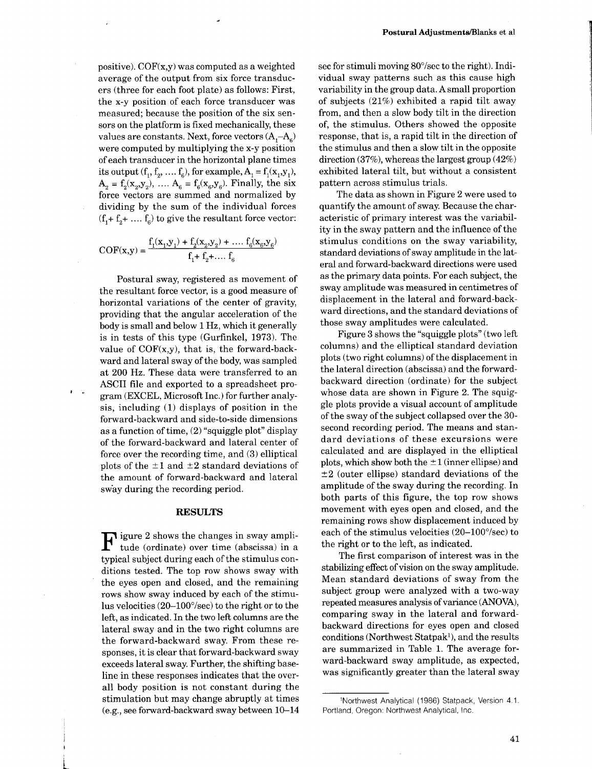positive). COF(x,y) was computed as a weighted average of the output from six force transducers (three for each foot plate) as follows: First, the x-y position of each force transducer was measured; because the position of the six sensors on the platform is fixed mechanically, these values are constants. Next, force vectors ($A_1$–$A_6$) were computed by multiplying the x-y position of each transducer in the horizontal plane times its output ($f_1$, $f_2$, .... $f_6$), for example, $A_1 = f_1(x_1,y_1)$, $A_2 = f_2(x_2,y_2)$, .... $A_6 = f_6(x_6,y_6)$. Finally, the six force vectors are summed and normalized by dividing by the sum of the individual forces ($f_1 + f_2 + .... f_6$) to give the resultant force vector:

$$\mathrm{COF}(x,y) = \frac{f_1(x_1,y_1) + f_2(x_2,y_2) + \ldots\ f_6(x_6,y_6)}{f_1 + f_2 + \ldots\ f_6}$$

Postural sway, registered as movement of the resultant force vector, is a good measure of horizontal variations of the center of gravity, providing that the angular acceleration of the body is small and below 1 Hz, which it generally is in tests of this type (Gurfinkel, 1973). The value of COF(x,y), that is, the forward-backward and lateral sway of the body, was sampled at 200 Hz. These data were transferred to an ASCII file and exported to a spreadsheet program (EXCEL, Microsoft Inc.) for further analysis, including (1) displays of position in the forward-backward and side-to-side dimensions as a function of time, (2) "squiggle plot" display of the forward-backward and lateral center of force over the recording time, and (3) elliptical plots of the ±1 and ±2 standard deviations of the amount of forward-backward and lateral sway during the recording period.

## RESULTS

Figure 2 shows the changes in sway amplitude (ordinate) over time (abscissa) in a typical subject during each of the stimulus conditions tested. The top row shows sway with the eyes open and closed, and the remaining rows show sway induced by each of the stimulus velocities (20–100°/sec) to the right or to the left, as indicated. In the two left columns are the lateral sway and in the two right columns are the forward-backward sway. From these responses, it is clear that forward-backward sway exceeds lateral sway. Further, the shifting baseline in these responses indicates that the overall body position is not constant during the stimulation but may change abruptly at times (e.g., see forward-backward sway between 10–14 sec for stimuli moving 80°/sec to the right). Individual sway patterns such as this cause high variability in the group data. A small proportion of subjects (21%) exhibited a rapid tilt away from, and then a slow body tilt in the direction of, the stimulus. Others showed the opposite response, that is, a rapid tilt in the direction of the stimulus and then a slow tilt in the opposite direction (37%), whereas the largest group (42%) exhibited lateral tilt, but without a consistent pattern across stimulus trials.

The data as shown in Figure 2 were used to quantify the amount of sway. Because the characteristic of primary interest was the variability in the sway pattern and the influence of the stimulus conditions on the sway variability, standard deviations of sway amplitude in the lateral and forward-backward directions were used as the primary data points. For each subject, the sway amplitude was measured in centimetres of displacement in the lateral and forward-backward directions, and the standard deviations of those sway amplitudes were calculated.

Figure 3 shows the "squiggle plots" (two left columns) and the elliptical standard deviation plots (two right columns) of the displacement in the lateral direction (abscissa) and the forward-backward direction (ordinate) for the subject whose data are shown in Figure 2. The squiggle plots provide a visual account of amplitude of the sway of the subject collapsed over the 30-second recording period. The means and standard deviations of these excursions were calculated and are displayed in the elliptical plots, which show both the ±1 (inner ellipse) and ±2 (outer ellipse) standard deviations of the amplitude of the sway during the recording. In both parts of this figure, the top row shows movement with eyes open and closed, and the remaining rows show displacement induced by each of the stimulus velocities (20–100°/sec) to the right or to the left, as indicated.

The first comparison of interest was in the stabilizing effect of vision on the sway amplitude. Mean standard deviations of sway from the subject group were analyzed with a two-way repeated measures analysis of variance (ANOVA), comparing sway in the lateral and forward-backward directions for eyes open and closed conditions (Northwest Statpak[1]), and the results are summarized in Table 1. The average forward-backward sway amplitude, as expected, was significantly greater than the lateral sway

[1]Northwest Analytical (1986) Statpack, Version 4.1. Portland, Oregon: Northwest Analytical, Inc.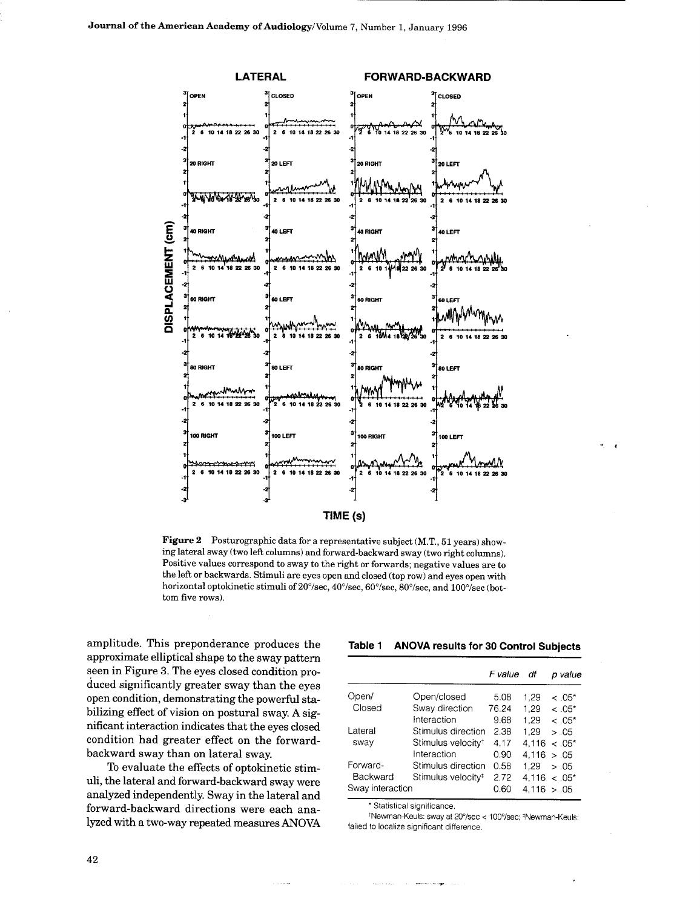**Figure 2** Posturographic data for a representative subject (M.T., 51 years) showing lateral sway (two left columns) and forward-backward sway (two right columns). Positive values correspond to sway to the right or forwards; negative values are to the left or backwards. Stimuli are eyes open and closed (top row) and eyes open with horizontal optokinetic stimuli of 20°/sec, 40°/sec, 60°/sec, 80°/sec, and 100°/sec (bottom five rows).

amplitude. This preponderance produces the approximate elliptical shape to the sway pattern seen in Figure 3. The eyes closed condition produced significantly greater sway than the eyes open condition, demonstrating the powerful stabilizing effect of vision on postural sway. A significant interaction indicates that the eyes closed condition had greater effect on the forward-backward sway than on lateral sway.

To evaluate the effects of optokinetic stimuli, the lateral and forward-backward sway were analyzed independently. Sway in the lateral and forward-backward directions were each analyzed with a two-way repeated measures ANOVA

**Table 1 ANOVA results for 30 Control Subjects**

| | | F value | df | p value |
|---|---|---|---|---|
| Open/ Closed | Open/closed | 5.08 | 1,29 | < .05* |
| | Sway direction | 76.24 | 1,29 | < .05* |
| | Interaction | 9.68 | 1,29 | < .05* |
| Lateral sway | Stimulus direction | 2.38 | 1,29 | > .05 |
| | Stimulus velocity† | 4.17 | 4,116 | < .05* |
| | Interaction | 0.90 | 4,116 | > .05 |
| Forward-Backward | Stimulus direction | 0.58 | 1,29 | > .05 |
| | Stimulus velocity‡ | 2.72 | 4,116 | < .05* |
| Sway interaction | | 0.60 | 4,116 | > .05 |

\* Statistical significance.

†Newman-Keuls: sway at 20°/sec < 100°/sec; ‡Newman-Keuls: failed to localize significant difference.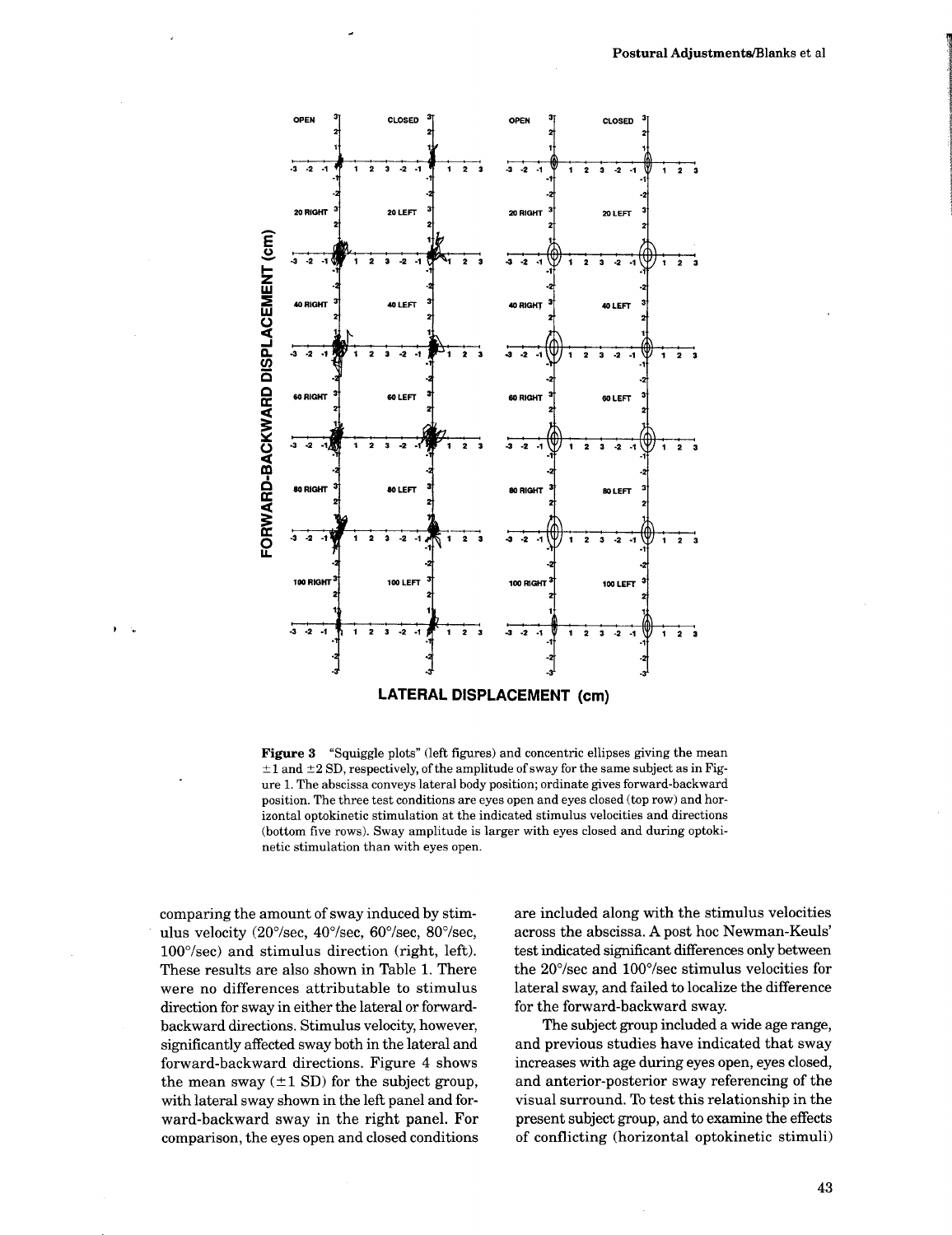**Figure 3** "Squiggle plots" (left figures) and concentric ellipses giving the mean ±1 and ±2 SD, respectively, of the amplitude of sway for the same subject as in Figure 1. The abscissa conveys lateral body position; ordinate gives forward-backward position. The three test conditions are eyes open and eyes closed (top row) and horizontal optokinetic stimulation at the indicated stimulus velocities and directions (bottom five rows). Sway amplitude is larger with eyes closed and during optokinetic stimulation than with eyes open.

comparing the amount of sway induced by stimulus velocity (20°/sec, 40°/sec, 60°/sec, 80°/sec, 100°/sec) and stimulus direction (right, left). These results are also shown in Table 1. There were no differences attributable to stimulus direction for sway in either the lateral or forward-backward directions. Stimulus velocity, however, significantly affected sway both in the lateral and forward-backward directions. Figure 4 shows the mean sway (±1 SD) for the subject group, with lateral sway shown in the left panel and forward-backward sway in the right panel. For comparison, the eyes open and closed conditions are included along with the stimulus velocities across the abscissa. A post hoc Newman-Keuls' test indicated significant differences only between the 20°/sec and 100°/sec stimulus velocities for lateral sway, and failed to localize the difference for the forward-backward sway.

The subject group included a wide age range, and previous studies have indicated that sway increases with age during eyes open, eyes closed, and anterior-posterior sway referencing of the visual surround. To test this relationship in the present subject group, and to examine the effects of conflicting (horizontal optokinetic stimuli)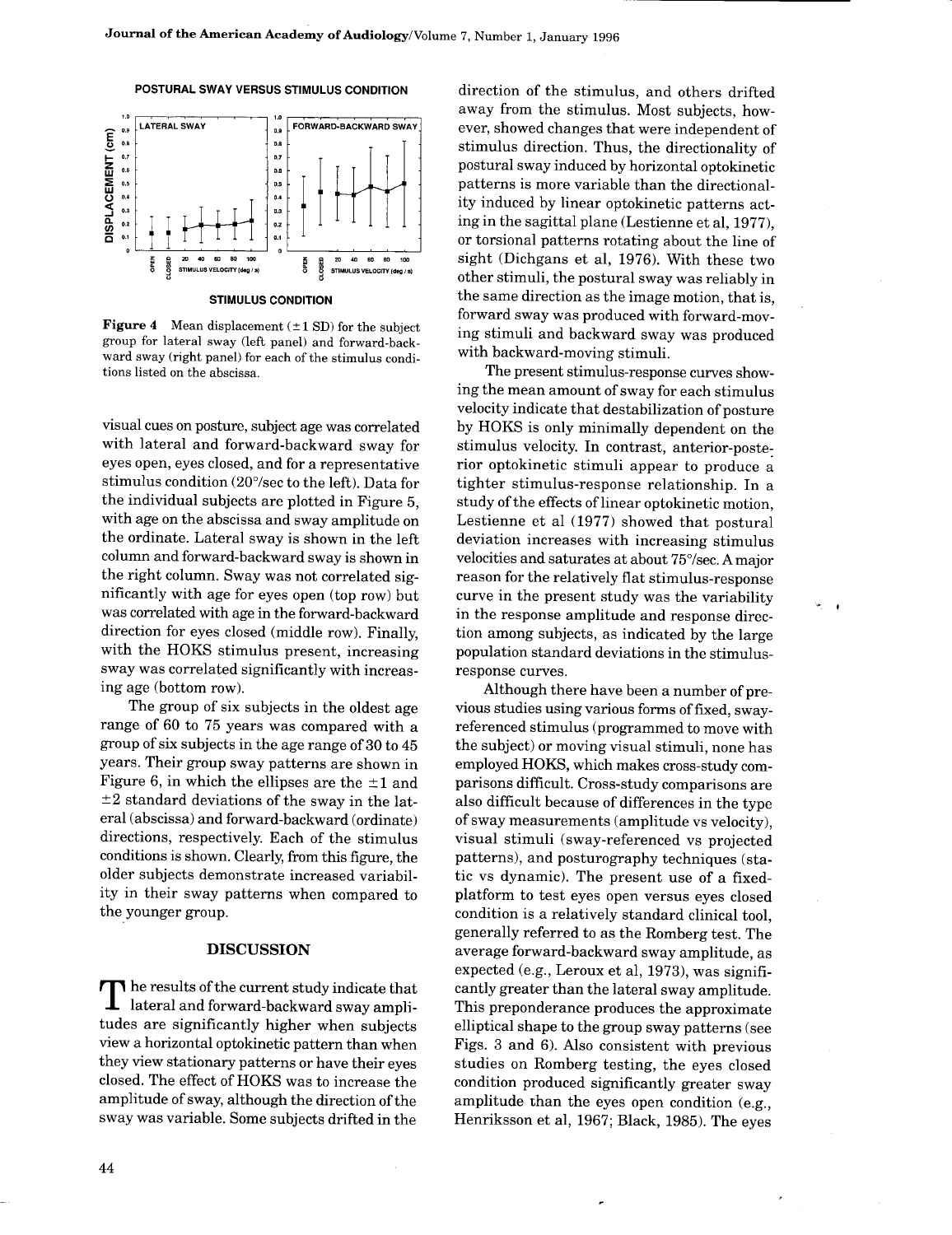Figure 4 Mean displacement (±1 SD) for the subject group for lateral sway (left panel) and forward-backward sway (right panel) for each of the stimulus conditions listed on the abscissa.

visual cues on posture, subject age was correlated with lateral and forward-backward sway for eyes open, eyes closed, and for a representative stimulus condition (20°/sec to the left). Data for the individual subjects are plotted in Figure 5, with age on the abscissa and sway amplitude on the ordinate. Lateral sway is shown in the left column and forward-backward sway is shown in the right column. Sway was not correlated significantly with age for eyes open (top row) but was correlated with age in the forward-backward direction for eyes closed (middle row). Finally, with the HOKS stimulus present, increasing sway was correlated significantly with increasing age (bottom row).

The group of six subjects in the oldest age range of 60 to 75 years was compared with a group of six subjects in the age range of 30 to 45 years. Their group sway patterns are shown in Figure 6, in which the ellipses are the ±1 and ±2 standard deviations of the sway in the lateral (abscissa) and forward-backward (ordinate) directions, respectively. Each of the stimulus conditions is shown. Clearly, from this figure, the older subjects demonstrate increased variability in their sway patterns when compared to the younger group.

## DISCUSSION

The results of the current study indicate that lateral and forward-backward sway amplitudes are significantly higher when subjects view a horizontal optokinetic pattern than when they view stationary patterns or have their eyes closed. The effect of HOKS was to increase the amplitude of sway, although the direction of the sway was variable. Some subjects drifted in the direction of the stimulus, and others drifted away from the stimulus. Most subjects, however, showed changes that were independent of stimulus direction. Thus, the directionality of postural sway induced by horizontal optokinetic patterns is more variable than the directionality induced by linear optokinetic patterns acting in the sagittal plane (Lestienne et al, 1977), or torsional patterns rotating about the line of sight (Dichgans et al, 1976). With these two other stimuli, the postural sway was reliably in the same direction as the image motion, that is, forward sway was produced with forward-moving stimuli and backward sway was produced with backward-moving stimuli.

The present stimulus-response curves showing the mean amount of sway for each stimulus velocity indicate that destabilization of posture by HOKS is only minimally dependent on the stimulus velocity. In contrast, anterior-posterior optokinetic stimuli appear to produce a tighter stimulus-response relationship. In a study of the effects of linear optokinetic motion, Lestienne et al (1977) showed that postural deviation increases with increasing stimulus velocities and saturates at about 75°/sec. A major reason for the relatively flat stimulus-response curve in the present study was the variability in the response amplitude and response direction among subjects, as indicated by the large population standard deviations in the stimulus-response curves.

Although there have been a number of previous studies using various forms of fixed, sway-referenced stimulus (programmed to move with the subject) or moving visual stimuli, none has employed HOKS, which makes cross-study comparisons difficult. Cross-study comparisons are also difficult because of differences in the type of sway measurements (amplitude vs velocity), visual stimuli (sway-referenced vs projected patterns), and posturography techniques (static vs dynamic). The present use of a fixed-platform to test eyes open versus eyes closed condition is a relatively standard clinical tool, generally referred to as the Romberg test. The average forward-backward sway amplitude, as expected (e.g., Leroux et al, 1973), was significantly greater than the lateral sway amplitude. This preponderance produces the approximate elliptical shape to the group sway patterns (see Figs. 3 and 6). Also consistent with previous studies on Romberg testing, the eyes closed condition produced significantly greater sway amplitude than the eyes open condition (e.g., Henriksson et al, 1967; Black, 1985). The eyes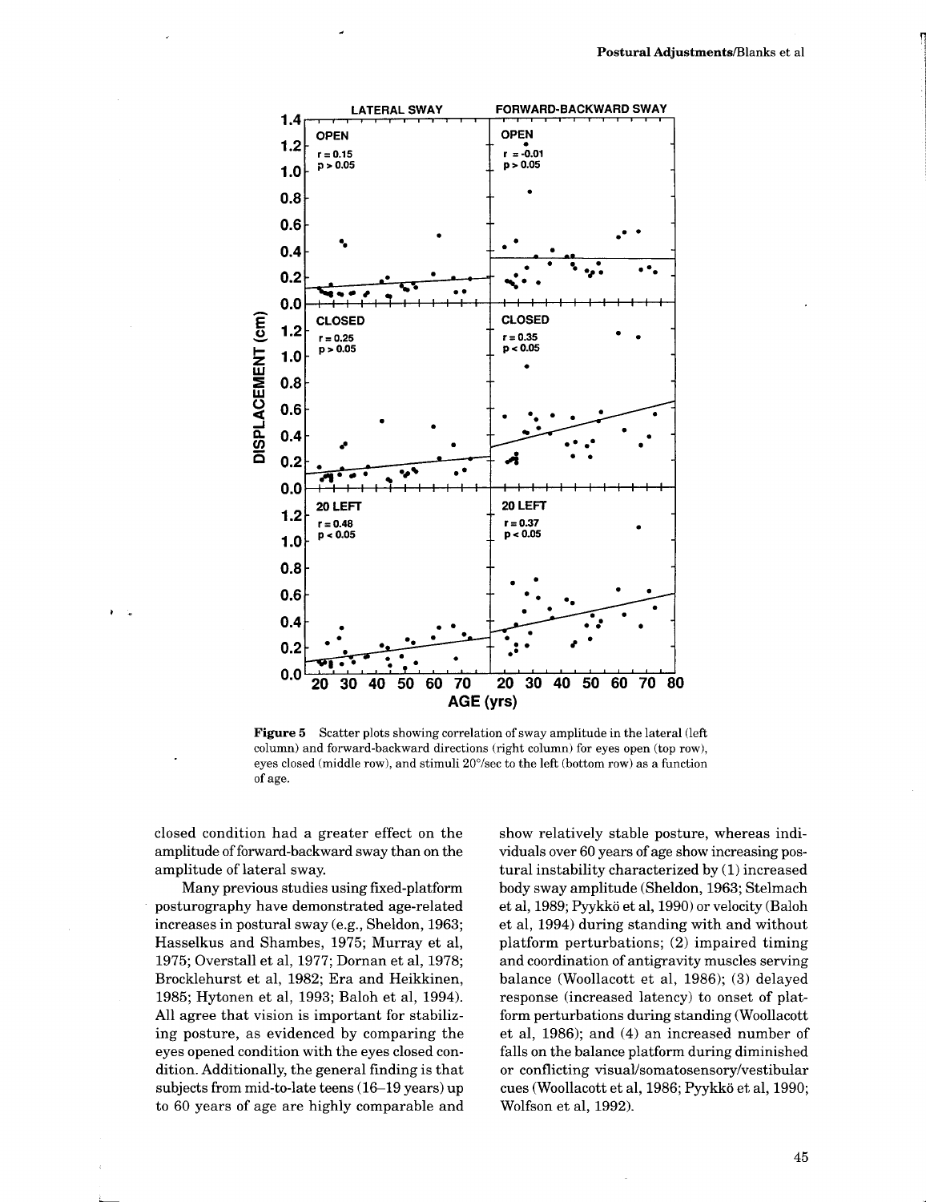**Figure 5** Scatter plots showing correlation of sway amplitude in the lateral (left column) and forward-backward directions (right column) for eyes open (top row), eyes closed (middle row), and stimuli 20°/sec to the left (bottom row) as a function of age.

closed condition had a greater effect on the amplitude of forward-backward sway than on the amplitude of lateral sway.

Many previous studies using fixed-platform posturography have demonstrated age-related increases in postural sway (e.g., Sheldon, 1963; Hasselkus and Shambes, 1975; Murray et al, 1975; Overstall et al, 1977; Dornan et al, 1978; Brocklehurst et al, 1982; Era and Heikkinen, 1985; Hytonen et al, 1993; Baloh et al, 1994). All agree that vision is important for stabilizing posture, as evidenced by comparing the eyes opened condition with the eyes closed condition. Additionally, the general finding is that subjects from mid-to-late teens (16–19 years) up to 60 years of age are highly comparable and show relatively stable posture, whereas individuals over 60 years of age show increasing postural instability characterized by (1) increased body sway amplitude (Sheldon, 1963; Stelmach et al, 1989; Pyykkö et al, 1990) or velocity (Baloh et al, 1994) during standing with and without platform perturbations; (2) impaired timing and coordination of antigravity muscles serving balance (Woollacott et al, 1986); (3) delayed response (increased latency) to onset of platform perturbations during standing (Woollacott et al, 1986); and (4) an increased number of falls on the balance platform during diminished or conflicting visual/somatosensory/vestibular cues (Woollacott et al, 1986; Pyykkö et al, 1990; Wolfson et al, 1992).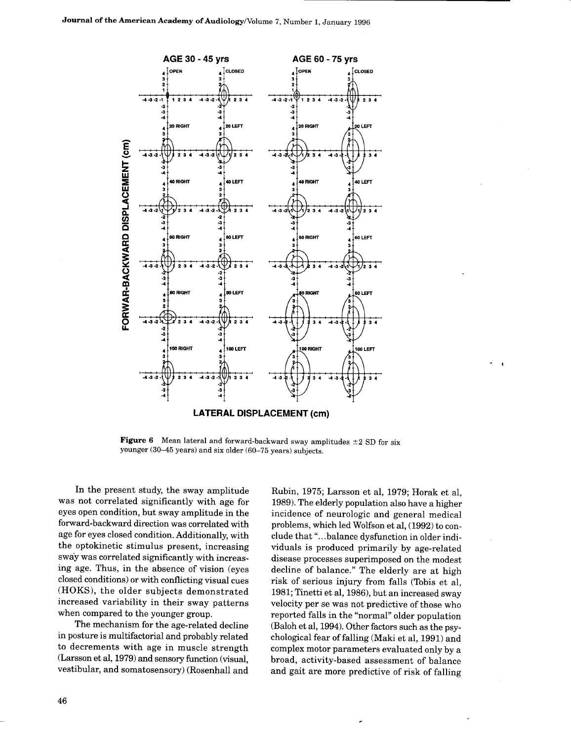**Figure 6** Mean lateral and forward-backward sway amplitudes ±2 SD for six younger (30–45 years) and six older (60–75 years) subjects.

In the present study, the sway amplitude was not correlated significantly with age for eyes open condition, but sway amplitude in the forward-backward direction was correlated with age for eyes closed condition. Additionally, with the optokinetic stimulus present, increasing sway was correlated significantly with increasing age. Thus, in the absence of vision (eyes closed conditions) or with conflicting visual cues (HOKS), the older subjects demonstrated increased variability in their sway patterns when compared to the younger group.

The mechanism for the age-related decline in posture is multifactorial and probably related to decrements with age in muscle strength (Larsson et al, 1979) and sensory function (visual, vestibular, and somatosensory) (Rosenhall and Rubin, 1975; Larsson et al, 1979; Horak et al, 1989). The elderly population also have a higher incidence of neurologic and general medical problems, which led Wolfson et al, (1992) to conclude that "...balance dysfunction in older individuals is produced primarily by age-related disease processes superimposed on the modest decline of balance." The elderly are at high risk of serious injury from falls (Tobis et al, 1981; Tinetti et al, 1986), but an increased sway velocity per se was not predictive of those who reported falls in the "normal" older population (Baloh et al, 1994). Other factors such as the psychological fear of falling (Maki et al, 1991) and complex motor parameters evaluated only by a broad, activity-based assessment of balance and gait are more predictive of risk of falling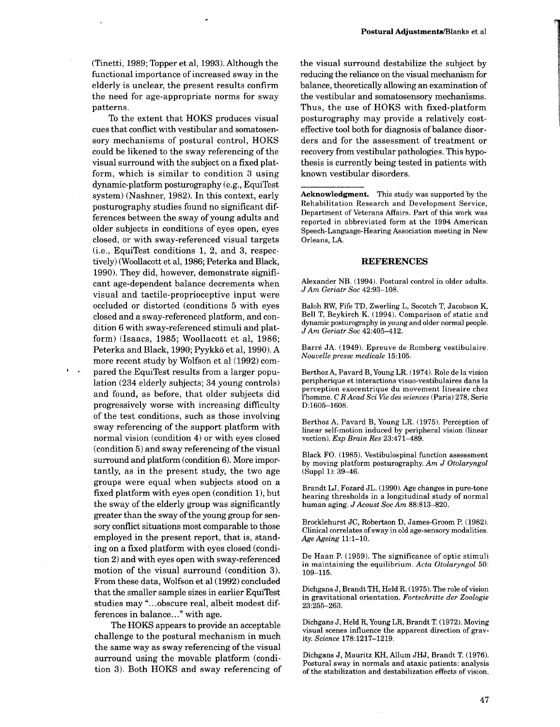(Tinetti, 1989; Topper et al, 1993). Although the functional importance of increased sway in the elderly is unclear, the present results confirm the need for age-appropriate norms for sway patterns.

To the extent that HOKS produces visual cues that conflict with vestibular and somatosensory mechanisms of postural control, HOKS could be likened to the sway referencing of the visual surround with the subject on a fixed platform, which is similar to condition 3 using dynamic-platform posturography (e.g., EquiTest system) (Nashner, 1982). In this context, early posturography studies found no significant differences between the sway of young adults and older subjects in conditions of eyes open, eyes closed, or with sway-referenced visual targets (i.e., EquiTest conditions 1, 2, and 3, respectively) (Woollacott et al, 1986; Peterka and Black, 1990). They did, however, demonstrate significant age-dependent balance decrements when visual and tactile-proprioceptive input were occluded or distorted (conditions 5 with eyes closed and a sway-referenced platform, and condition 6 with sway-referenced stimuli and platform) (Isaacs, 1985; Woollacott et al, 1986; Peterka and Black, 1990; Pyykkö et al, 1990). A more recent study by Wolfson et al (1992) compared the EquiTest results from a larger population (234 elderly subjects; 34 young controls) and found, as before, that older subjects did progressively worse with increasing difficulty of the test conditions, such as those involving sway referencing of the support platform with normal vision (condition 4) or with eyes closed (condition 5) and sway referencing of the visual surround and platform (condition 6). More importantly, as in the present study, the two age groups were equal when subjects stood on a fixed platform with eyes open (condition 1), but the sway of the elderly group was significantly greater than the sway of the young group for sensory conflict situations most comparable to those employed in the present report, that is, standing on a fixed platform with eyes closed (condition 2) and with eyes open with sway-referenced motion of the visual surround (condition 3). From these data, Wolfson et al (1992) concluded that the smaller sample sizes in earlier EquiTest studies may "...obscure real, albeit modest differences in balance..." with age.

The HOKS appears to provide an acceptable challenge to the postural mechanism in much the same way as sway referencing of the visual surround using the movable platform (condition 3). Both HOKS and sway referencing of the visual surround destabilize the subject by reducing the reliance on the visual mechanism for balance, theoretically allowing an examination of the vestibular and somatosensory mechanisms. Thus, the use of HOKS with fixed-platform posturography may provide a relatively cost-effective tool both for diagnosis of balance disorders and for the assessment of treatment or recovery from vestibular pathologies. This hypothesis is currently being tested in patients with known vestibular disorders.

**Acknowledgment.** This study was supported by the Rehabilitation Research and Development Service, Department of Veterans Affairs. Part of this work was reported in abbreviated form at the 1994 American Speech-Language-Hearing Association meeting in New Orleans, LA.

## REFERENCES

Alexander NB. (1994). Postural control in older adults. *J Am Geriatr Soc* 42:93–108.

Baloh RW, Fife TD, Zwerling L, Socotch T, Jacobson K, Bell T, Beykirch K. (1994). Comparison of static and dynamic posturography in young and older normal people. *J Am Geriatr Soc* 42:405–412.

Barré JA. (1949). Epreuve de Romberg vestibulaire. *Nouvelle presse medicale* 15:105.

Berthoz A, Pavard B, Young LR. (1974). Role de la vision peripherique et interactions visuo-vestibulaires dans la perception exocentrique du movement lineaire chez l'homme. *C R Acad Sci Vie des sciences* (Paris) 278, Serie D:1605–1608.

Berthoz A, Pavard B, Young LR. (1975). Perception of linear self-motion induced by peripheral vision (linear vection). *Exp Brain Res* 23:471–489.

Black FO. (1985). Vestibulospinal function assessment by moving platform posturography. *Am J Otolaryngol* (Suppl 1): 39–46.

Brandt LJ, Fozard JL. (1990). Age changes in pure-tone hearing thresholds in a longitudinal study of normal human aging. *J Acoust Soc Am* 88:813–820.

Brocklehurst JC, Robertson D, James-Groom P. (1982). Clinical correlates of sway in old age-sensory modalities. *Age Ageing* 11:1–10.

De Haan P. (1959). The significance of optic stimuli in maintaining the equilibrium. *Acta Otolaryngol* 50: 109–115.

Dichgans J, Brandt TH, Held R. (1975). The role of vision in gravitational orientation. *Fortschritte der Zoologie* 23:255–263.

Dichgans J, Held R, Young LR, Brandt T. (1972). Moving visual scenes influence the apparent direction of gravity. *Science* 178:1217–1219.

Dichgans J, Mauritz KH, Allum JHJ, Brandt T. (1976). Postural sway in normals and ataxic patients: analysis of the stabilization and destabilization effects of vision.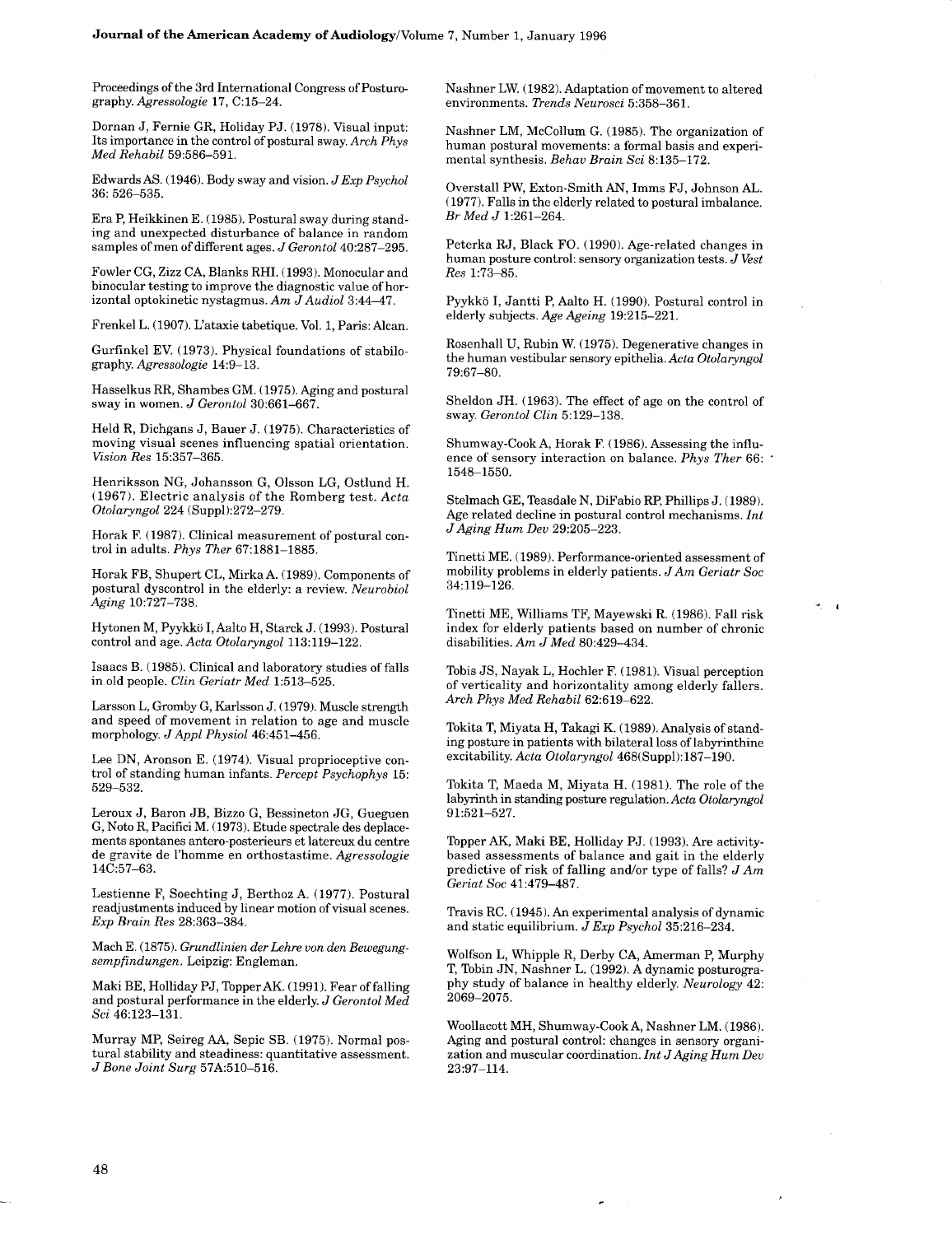Proceedings of the 3rd International Congress of Posturography. *Agressologie* 17, C:15–24.

Dornan J, Fernie GR, Holiday PJ. (1978). Visual input: Its importance in the control of postural sway. *Arch Phys Med Rehabil* 59:586–591.

Edwards AS. (1946). Body sway and vision. *J Exp Psychol* 36: 526–535.

Era P, Heikkinen E. (1985). Postural sway during standing and unexpected disturbance of balance in random samples of men of different ages. *J Gerontol* 40:287–295.

Fowler CG, Zizz CA, Blanks RHI. (1993). Monocular and binocular testing to improve the diagnostic value of horizontal optokinetic nystagmus. *Am J Audiol* 3:44–47.

Frenkel L. (1907). L'ataxie tabetique. Vol. 1, Paris: Alcan.

Gurfinkel EV. (1973). Physical foundations of stabilography. *Agressologie* 14:9–13.

Hasselkus RR, Shambes GM. (1975). Aging and postural sway in women. *J Gerontol* 30:661–667.

Held R, Dichgans J, Bauer J. (1975). Characteristics of moving visual scenes influencing spatial orientation. *Vision Res* 15:357–365.

Henriksson NG, Johansson G, Olsson LG, Ostlund H. (1967). Electric analysis of the Romberg test. *Acta Otolaryngol* 224 (Suppl):272–279.

Horak F. (1987). Clinical measurement of postural control in adults. *Phys Ther* 67:1881–1885.

Horak FB, Shupert CL, Mirka A. (1989). Components of postural dyscontrol in the elderly: a review. *Neurobiol Aging* 10:727–738.

Hytonen M, Pyykkö I, Aalto H, Starck J. (1993). Postural control and age. *Acta Otolaryngol* 113:119–122.

Isaacs B. (1985). Clinical and laboratory studies of falls in old people. *Clin Geriatr Med* 1:513–525.

Larsson L, Gromby G, Karlsson J. (1979). Muscle strength and speed of movement in relation to age and muscle morphology. *J Appl Physiol* 46:451–456.

Lee DN, Aronson E. (1974). Visual proprioceptive control of standing human infants. *Percept Psychophys* 15: 529–532.

Leroux J, Baron JB, Bizzo G, Bessineton JG, Gueguen G, Noto R, Pacifici M. (1973). Etude spectrale des deplacements spontanes antero-posterieurs et latereux du centre de gravite de l'homme en orthostastime. *Agressologie* 14C:57–63.

Lestienne F, Soechting J, Berthoz A. (1977). Postural readjustments induced by linear motion of visual scenes. *Exp Brain Res* 28:363–384.

Mach E. (1875). *Grundlinien der Lehre von den Bewegungsempfindungen*. Leipzig: Engleman.

Maki BE, Holliday PJ, Topper AK. (1991). Fear of falling and postural performance in the elderly. *J Gerontol Med Sci* 46:123–131.

Murray MP, Seireg AA, Sepic SB. (1975). Normal postural stability and steadiness: quantitative assessment. *J Bone Joint Surg* 57A:510–516.

Nashner LW. (1982). Adaptation of movement to altered environments. *Trends Neurosci* 5:358–361.

Nashner LM, McCollum G. (1985). The organization of human postural movements: a formal basis and experimental synthesis. *Behav Brain Sci* 8:135–172.

Overstall PW, Exton-Smith AN, Imms FJ, Johnson AL. (1977). Falls in the elderly related to postural imbalance. *Br Med J* 1:261–264.

Peterka RJ, Black FO. (1990). Age-related changes in human posture control: sensory organization tests. *J Vest Res* 1:73–85.

Pyykkö I, Jantti P, Aalto H. (1990). Postural control in elderly subjects. *Age Ageing* 19:215–221.

Rosenhall U, Rubin W. (1975). Degenerative changes in the human vestibular sensory epithelia. *Acta Otolaryngol* 79:67–80.

Sheldon JH. (1963). The effect of age on the control of sway. *Gerontol Clin* 5:129–138.

Shumway-Cook A, Horak F. (1986). Assessing the influence of sensory interaction on balance. *Phys Ther* 66: 1548–1550.

Stelmach GE, Teasdale N, DiFabio RP, Phillips J. (1989). Age related decline in postural control mechanisms. *Int J Aging Hum Dev* 29:205–223.

Tinetti ME. (1989). Performance-oriented assessment of mobility problems in elderly patients. *J Am Geriatr Soc* 34:119–126.

Tinetti ME, Williams TF, Mayewski R. (1986). Fall risk index for elderly patients based on number of chronic disabilities. *Am J Med* 80:429–434.

Tobis JS, Nayak L, Hochler F. (1981). Visual perception of verticality and horizontality among elderly fallers. *Arch Phys Med Rehabil* 62:619–622.

Tokita T, Miyata H, Takagi K. (1989). Analysis of standing posture in patients with bilateral loss of labyrinthine excitability. *Acta Otolaryngol* 468(Suppl):187–190.

Tokita T, Maeda M, Miyata H. (1981). The role of the labyrinth in standing posture regulation. *Acta Otolaryngol* 91:521–527.

Topper AK, Maki BE, Holliday PJ. (1993). Are activity-based assessments of balance and gait in the elderly predictive of risk of falling and/or type of falls? *J Am Geriat Soc* 41:479–487.

Travis RC. (1945). An experimental analysis of dynamic and static equilibrium. *J Exp Psychol* 35:216–234.

Wolfson L, Whipple R, Derby CA, Amerman P, Murphy T, Tobin JN, Nashner L. (1992). A dynamic posturography study of balance in healthy elderly. *Neurology* 42: 2069–2075.

Woollacott MH, Shumway-Cook A, Nashner LM. (1986). Aging and postural control: changes in sensory organization and muscular coordination. *Int J Aging Hum Dev* 23:97–114.